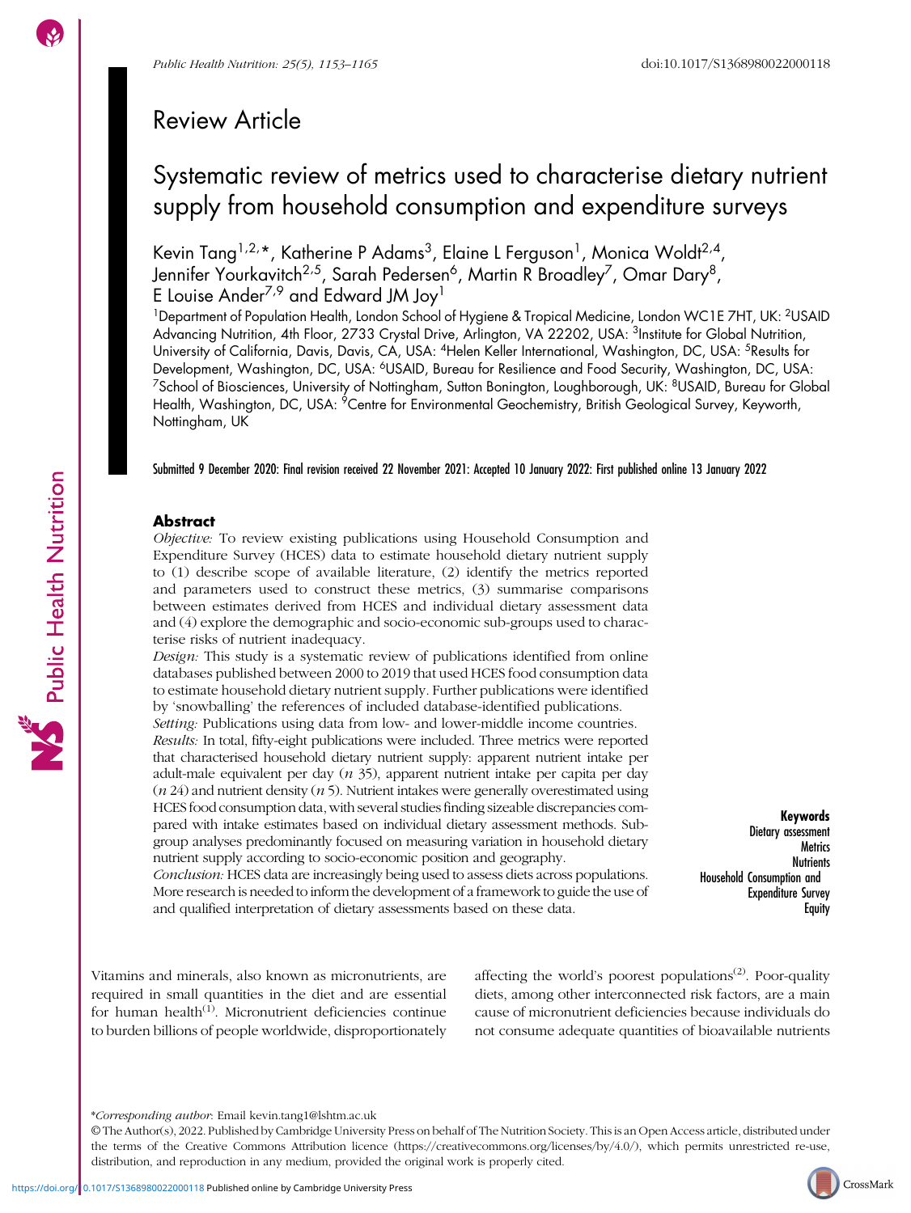Review Article

# Systematic review of metrics used to characterise dietary nutrient supply from household consumption and expenditure surveys

Kevin Tang[1,2,*], Katherine P Adams[3], Elaine L Ferguson[1], Monica Woldt[2,4], Jennifer Yourkavitch[2,5], Sarah Pedersen[6], Martin R Broadley[7], Omar Dary[8], E Louise Ander[7,9] and Edward JM Joy[1]

[1]Department of Population Health, London School of Hygiene & Tropical Medicine, London WC1E 7HT, UK: [2]USAID Advancing Nutrition, 4th Floor, 2733 Crystal Drive, Arlington, VA 22202, USA: [3]Institute for Global Nutrition, University of California, Davis, Davis, CA, USA: [4]Helen Keller International, Washington, DC, USA: [5]Results for Development, Washington, DC, USA: [6]USAID, Bureau for Resilience and Food Security, Washington, DC, USA: [7]School of Biosciences, University of Nottingham, Sutton Bonington, Loughborough, UK: [8]USAID, Bureau for Global Health, Washington, DC, USA: [9]Centre for Environmental Geochemistry, British Geological Survey, Keyworth, Nottingham, UK

Submitted 9 December 2020: Final revision received 22 November 2021: Accepted 10 January 2022: First published online 13 January 2022

## Abstract

*Objective:* To review existing publications using Household Consumption and Expenditure Survey (HCES) data to estimate household dietary nutrient supply to (1) describe scope of available literature, (2) identify the metrics reported and parameters used to construct these metrics, (3) summarise comparisons between estimates derived from HCES and individual dietary assessment data and (4) explore the demographic and socio-economic sub-groups used to characterise risks of nutrient inadequacy.

*Design:* This study is a systematic review of publications identified from online databases published between 2000 to 2019 that used HCES food consumption data to estimate household dietary nutrient supply. Further publications were identified by 'snowballing' the references of included database-identified publications.

*Setting:* Publications using data from low- and lower-middle income countries.

*Results:* In total, fifty-eight publications were included. Three metrics were reported that characterised household dietary nutrient supply: apparent nutrient intake per adult-male equivalent per day (*n* 35), apparent nutrient intake per capita per day (*n* 24) and nutrient density (*n* 5). Nutrient intakes were generally overestimated using HCES food consumption data, with several studies finding sizeable discrepancies compared with intake estimates based on individual dietary assessment methods. Subgroup analyses predominantly focused on measuring variation in household dietary nutrient supply according to socio-economic position and geography.

*Conclusion:* HCES data are increasingly being used to assess diets across populations. More research is needed to inform the development of a framework to guide the use of and qualified interpretation of dietary assessments based on these data.

**Keywords**
Dietary assessment
Metrics
Nutrients
Household Consumption and Expenditure Survey
Equity

Vitamins and minerals, also known as micronutrients, are required in small quantities in the diet and are essential for human health[1]. Micronutrient deficiencies continue to burden billions of people worldwide, disproportionately affecting the world's poorest populations[2]. Poor-quality diets, among other interconnected risk factors, are a main cause of micronutrient deficiencies because individuals do not consume adequate quantities of bioavailable nutrients

*Corresponding author: Email kevin.tang1@lshtm.ac.uk

© The Author(s), 2022. Published by Cambridge University Press on behalf of The Nutrition Society. This is an Open Access article, distributed under the terms of the Creative Commons Attribution licence (https://creativecommons.org/licenses/by/4.0/), which permits unrestricted re-use, distribution, and reproduction in any medium, provided the original work is properly cited.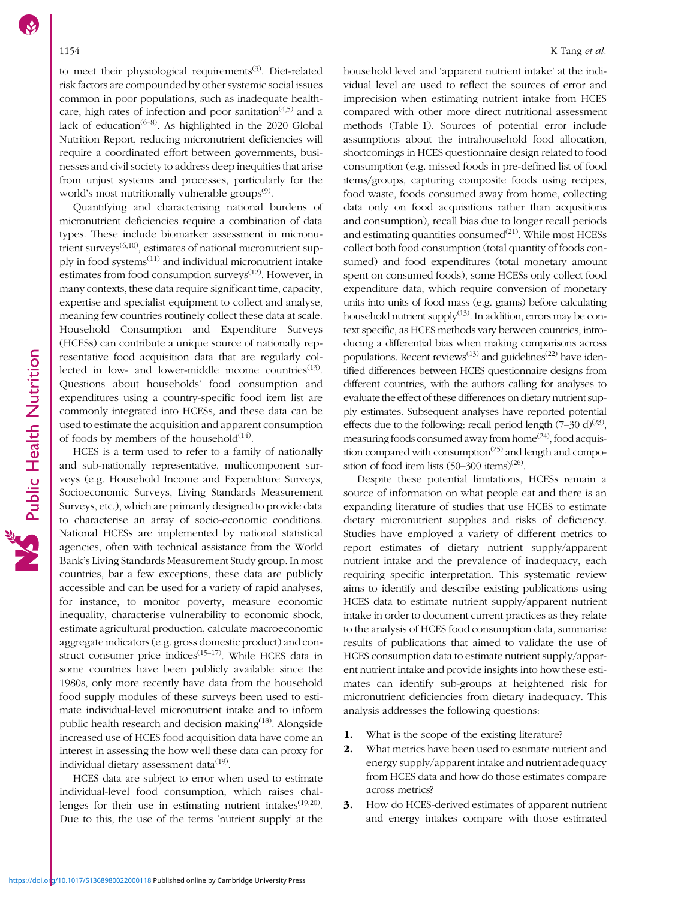to meet their physiological requirements[3]. Diet-related risk factors are compounded by other systemic social issues common in poor populations, such as inadequate healthcare, high rates of infection and poor sanitation[4,5] and a lack of education[6–8]. As highlighted in the 2020 Global Nutrition Report, reducing micronutrient deficiencies will require a coordinated effort between governments, businesses and civil society to address deep inequities that arise from unjust systems and processes, particularly for the world's most nutritionally vulnerable groups[9].

Quantifying and characterising national burdens of micronutrient deficiencies require a combination of data types. These include biomarker assessment in micronutrient surveys[6,10], estimates of national micronutrient supply in food systems[11] and individual micronutrient intake estimates from food consumption surveys[12]. However, in many contexts, these data require significant time, capacity, expertise and specialist equipment to collect and analyse, meaning few countries routinely collect these data at scale. Household Consumption and Expenditure Surveys (HCESs) can contribute a unique source of nationally representative food acquisition data that are regularly collected in low- and lower-middle income countries[13]. Questions about households' food consumption and expenditures using a country-specific food item list are commonly integrated into HCESs, and these data can be used to estimate the acquisition and apparent consumption of foods by members of the household[14].

HCES is a term used to refer to a family of nationally and sub-nationally representative, multicomponent surveys (e.g. Household Income and Expenditure Surveys, Socioeconomic Surveys, Living Standards Measurement Surveys, etc.), which are primarily designed to provide data to characterise an array of socio-economic conditions. National HCESs are implemented by national statistical agencies, often with technical assistance from the World Bank's Living Standards Measurement Study group. In most countries, bar a few exceptions, these data are publicly accessible and can be used for a variety of rapid analyses, for instance, to monitor poverty, measure economic inequality, characterise vulnerability to economic shock, estimate agricultural production, calculate macroeconomic aggregate indicators (e.g. gross domestic product) and construct consumer price indices[15–17]. While HCES data in some countries have been publicly available since the 1980s, only more recently have data from the household food supply modules of these surveys been used to estimate individual-level micronutrient intake and to inform public health research and decision making[18]. Alongside increased use of HCES food acquisition data have come an interest in assessing the how well these data can proxy for individual dietary assessment data[19].

HCES data are subject to error when used to estimate individual-level food consumption, which raises challenges for their use in estimating nutrient intakes[19,20]. Due to this, the use of the terms 'nutrient supply' at the household level and 'apparent nutrient intake' at the individual level are used to reflect the sources of error and imprecision when estimating nutrient intake from HCES compared with other more direct nutritional assessment methods (Table 1). Sources of potential error include assumptions about the intrahousehold food allocation, shortcomings in HCES questionnaire design related to food consumption (e.g. missed foods in pre-defined list of food items/groups, capturing composite foods using recipes, food waste, foods consumed away from home, collecting data only on food acquisitions rather than acquisitions and consumption), recall bias due to longer recall periods and estimating quantities consumed[21]. While most HCESs collect both food consumption (total quantity of foods consumed) and food expenditures (total monetary amount spent on consumed foods), some HCESs only collect food expenditure data, which require conversion of monetary units into units of food mass (e.g. grams) before calculating household nutrient supply[13]. In addition, errors may be context specific, as HCES methods vary between countries, introducing a differential bias when making comparisons across populations. Recent reviews[13] and guidelines[22] have identified differences between HCES questionnaire designs from different countries, with the authors calling for analyses to evaluate the effect of these differences on dietary nutrient supply estimates. Subsequent analyses have reported potential effects due to the following: recall period length (7–30 d)[23], measuring foods consumed away from home[24], food acquisition compared with consumption[25] and length and composition of food item lists (50–300 items)[26].

Despite these potential limitations, HCESs remain a source of information on what people eat and there is an expanding literature of studies that use HCES to estimate dietary micronutrient supplies and risks of deficiency. Studies have employed a variety of different metrics to report estimates of dietary nutrient supply/apparent nutrient intake and the prevalence of inadequacy, each requiring specific interpretation. This systematic review aims to identify and describe existing publications using HCES data to estimate nutrient supply/apparent nutrient intake in order to document current practices as they relate to the analysis of HCES food consumption data, summarise results of publications that aimed to validate the use of HCES consumption data to estimate nutrient supply/apparent nutrient intake and provide insights into how these estimates can identify sub-groups at heightened risk for micronutrient deficiencies from dietary inadequacy. This analysis addresses the following questions:

1. What is the scope of the existing literature?
2. What metrics have been used to estimate nutrient and energy supply/apparent intake and nutrient adequacy from HCES data and how do those estimates compare across metrics?
3. How do HCES-derived estimates of apparent nutrient and energy intakes compare with those estimated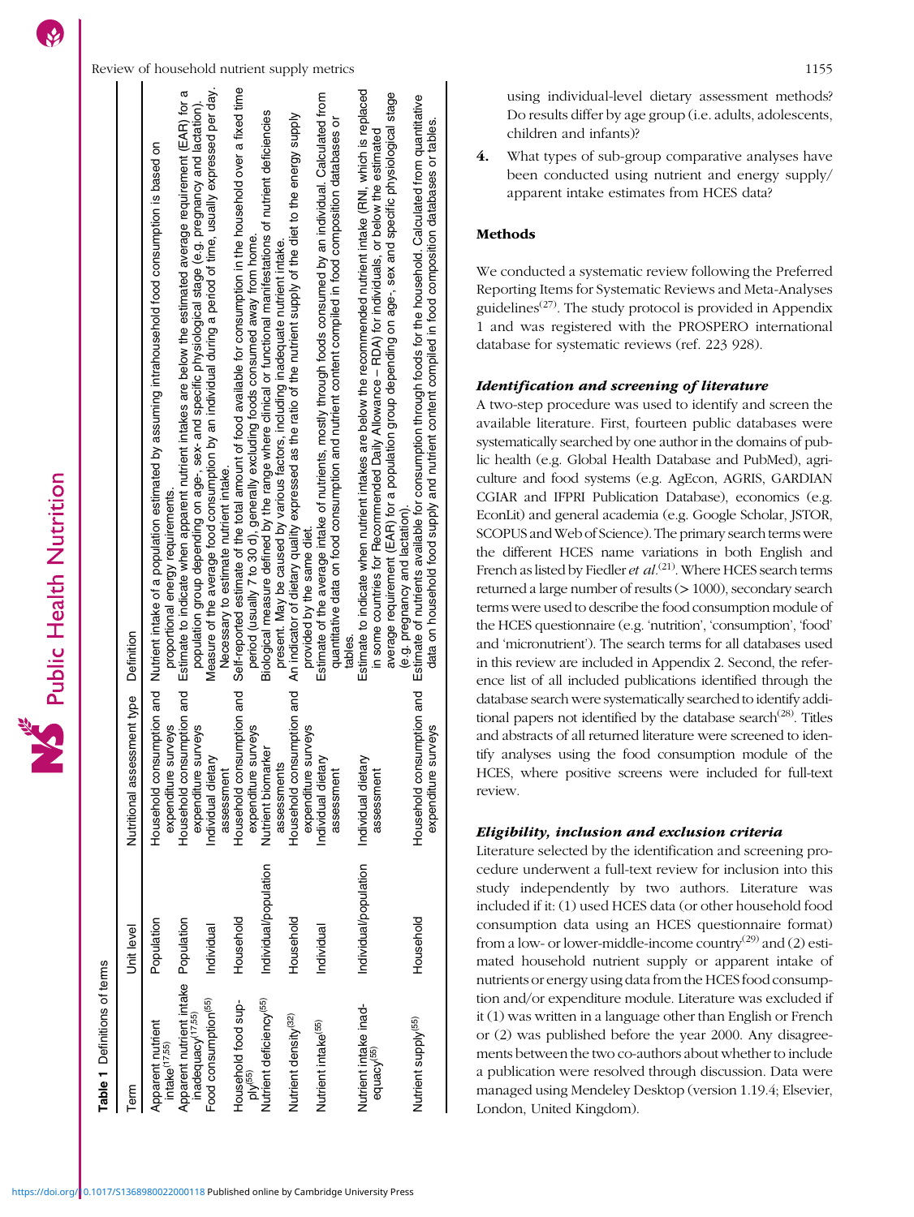**Table 1** Definitions of terms

| Term | Unit level | Nutritional assessment type | Definition |
| --- | --- | --- | --- |
| Apparent nutrient intake[17,55] | Population | Household consumption and expenditure surveys | Nutrient intake of a population estimated by assuming intrahousehold food consumption is based on proportional energy requirements. |
| Apparent nutrient intake inadequacy[17,55] | Population | Household consumption and expenditure surveys | Estimate to indicate when apparent nutrient intakes are below the estimated average requirement (EAR) for a population group depending on age-, sex- and specific physiological stage (e.g. pregnancy and lactation). |
| Food consumption[55] | Individual | Individual dietary assessment | Measure of the average food consumption by an individual during a period of time, usually expressed per day. Necessary to estimate nutrient intake. |
| Household food supply[55] | Household | Household consumption and expenditure surveys | Self-reported estimate of the total amount of food available for consumption in the household over a fixed time period (usually 7 to 30 d), generally excluding foods consumed away from home. |
| Nutrient deficiency[55] | Individual/population | Nutrient biomarker assessments | Biological measure defined by the range where clinical or functional manifestations of nutrient deficiencies present. May be caused by various factors, including inadequate nutrient intake. |
| Nutrient density[32] | Household | Household consumption and expenditure surveys | An indicator of dietary quality expressed as the ratio of the nutrient supply of the diet to the energy supply provided by the same diet. |
| Nutrient intake[55] | Individual | Individual dietary assessment | Estimate of the average intake of nutrients, mostly through foods consumed by an individual. Calculated from quantitative data on food consumption and nutrient content compiled in food composition databases or tables. |
| Nutrient intake inadequacy[55] | Individual/population | Individual dietary assessment | Estimate to indicate when nutrient intakes are below the recommended nutrient intake (RNI, which is replaced in some countries for Recommended Daily Allowance – RDA) for individuals, or below the estimated average requirement (EAR) for a population group depending on age-, sex and specific physiological stage (e.g. pregnancy and lactation). |
| Nutrient supply[55] | Household | Household consumption and expenditure surveys | Estimate of nutrients available for consumption through foods for the household. Calculated from quantitative data on household food supply and nutrient content compiled in food composition databases or tables. |

using individual-level dietary assessment methods? Do results differ by age group (i.e. adults, adolescents, children and infants)?

4. What types of sub-group comparative analyses have been conducted using nutrient and energy supply/apparent intake estimates from HCES data?

## Methods

We conducted a systematic review following the Preferred Reporting Items for Systematic Reviews and Meta-Analyses guidelines[27]. The study protocol is provided in Appendix 1 and was registered with the PROSPERO international database for systematic reviews (ref. 223 928).

### *Identification and screening of literature*

A two-step procedure was used to identify and screen the available literature. First, fourteen public databases were systematically searched by one author in the domains of public health (e.g. Global Health Database and PubMed), agriculture and food systems (e.g. AgEcon, AGRIS, GARDIAN CGIAR and IFPRI Publication Database), economics (e.g. EconLit) and general academia (e.g. Google Scholar, JSTOR, SCOPUS and Web of Science). The primary search terms were the different HCES name variations in both English and French as listed by Fiedler *et al.*[21]. Where HCES search terms returned a large number of results (> 1000), secondary search terms were used to describe the food consumption module of the HCES questionnaire (e.g. 'nutrition', 'consumption', 'food' and 'micronutrient'). The search terms for all databases used in this review are included in Appendix 2. Second, the reference list of all included publications identified through the database search were systematically searched to identify additional papers not identified by the database search[28]. Titles and abstracts of all returned literature were screened to identify analyses using the food consumption module of the HCES, where positive screens were included for full-text review.

### *Eligibility, inclusion and exclusion criteria*

Literature selected by the identification and screening procedure underwent a full-text review for inclusion into this study independently by two authors. Literature was included if it: (1) used HCES data (or other household food consumption data using an HCES questionnaire format) from a low- or lower-middle-income country[29] and (2) estimated household nutrient supply or apparent intake of nutrients or energy using data from the HCES food consumption and/or expenditure module. Literature was excluded if it (1) was written in a language other than English or French or (2) was published before the year 2000. Any disagreements between the two co-authors about whether to include a publication were resolved through discussion. Data were managed using Mendeley Desktop (version 1.19.4; Elsevier, London, United Kingdom).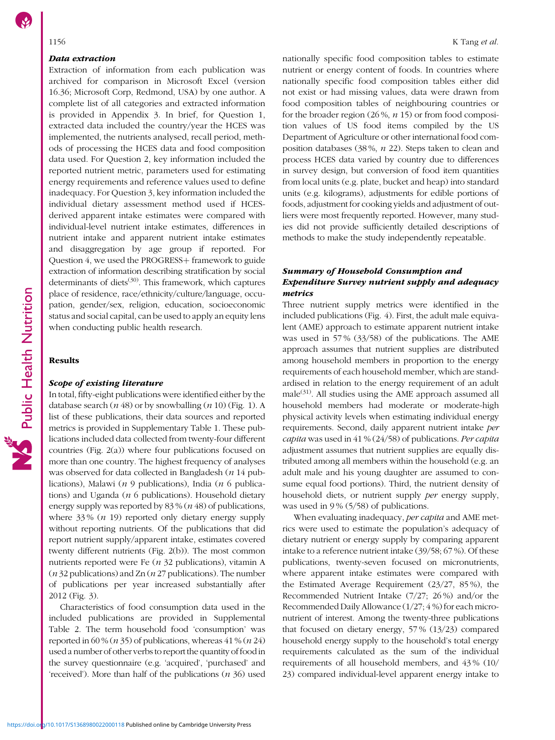### Data extraction

Extraction of information from each publication was archived for comparison in Microsoft Excel (version 16.36; Microsoft Corp, Redmond, USA) by one author. A complete list of all categories and extracted information is provided in Appendix 3. In brief, for Question 1, extracted data included the country/year the HCES was implemented, the nutrients analysed, recall period, methods of processing the HCES data and food composition data used. For Question 2, key information included the reported nutrient metric, parameters used for estimating energy requirements and reference values used to define inadequacy. For Question 3, key information included the individual dietary assessment method used if HCES-derived apparent intake estimates were compared with individual-level nutrient intake estimates, differences in nutrient intake and apparent nutrient intake estimates and disaggregation by age group if reported. For Question 4, we used the PROGRESS+ framework to guide extraction of information describing stratification by social determinants of diets[30]. This framework, which captures place of residence, race/ethnicity/culture/language, occupation, gender/sex, religion, education, socioeconomic status and social capital, can be used to apply an equity lens when conducting public health research.

## Results

### Scope of existing literature

In total, fifty-eight publications were identified either by the database search (*n* 48) or by snowballing (*n* 10) (Fig. 1). A list of these publications, their data sources and reported metrics is provided in Supplementary Table 1. These publications included data collected from twenty-four different countries (Fig. 2(a)) where four publications focused on more than one country. The highest frequency of analyses was observed for data collected in Bangladesh (*n* 14 publications), Malawi (*n* 9 publications), India (*n* 6 publications) and Uganda (*n* 6 publications). Household dietary energy supply was reported by 83 % (*n* 48) of publications, where 33 % (*n* 19) reported only dietary energy supply without reporting nutrients. Of the publications that did report nutrient supply/apparent intake, estimates covered twenty different nutrients (Fig. 2(b)). The most common nutrients reported were Fe (*n* 32 publications), vitamin A (*n* 32 publications) and Zn (*n* 27 publications). The number of publications per year increased substantially after 2012 (Fig. 3).

Characteristics of food consumption data used in the included publications are provided in Supplemental Table 2. The term household food 'consumption' was reported in 60 % (*n* 35) of publications, whereas 41 % (*n* 24) used a number of other verbs to report the quantity of food in the survey questionnaire (e.g. 'acquired', 'purchased' and 'received'). More than half of the publications (*n* 36) used nationally specific food composition tables to estimate nutrient or energy content of foods. In countries where nationally specific food composition tables either did not exist or had missing values, data were drawn from food composition tables of neighbouring countries or for the broader region (26 %, *n* 15) or from food composition values of US food items compiled by the US Department of Agriculture or other international food composition databases (38 %, *n* 22). Steps taken to clean and process HCES data varied by country due to differences in survey design, but conversion of food item quantities from local units (e.g. plate, bucket and heap) into standard units (e.g. kilograms), adjustments for edible portions of foods, adjustment for cooking yields and adjustment of outliers were most frequently reported. However, many studies did not provide sufficiently detailed descriptions of methods to make the study independently repeatable.

### Summary of Household Consumption and Expenditure Survey nutrient supply and adequacy metrics

Three nutrient supply metrics were identified in the included publications (Fig. 4). First, the adult male equivalent (AME) approach to estimate apparent nutrient intake was used in 57 % (33/58) of the publications. The AME approach assumes that nutrient supplies are distributed among household members in proportion to the energy requirements of each household member, which are standardised in relation to the energy requirement of an adult male[31]. All studies using the AME approach assumed all household members had moderate or moderate-high physical activity levels when estimating individual energy requirements. Second, daily apparent nutrient intake *per capita* was used in 41 % (24/58) of publications. *Per capita* adjustment assumes that nutrient supplies are equally distributed among all members within the household (e.g. an adult male and his young daughter are assumed to consume equal food portions). Third, the nutrient density of household diets, or nutrient supply *per* energy supply, was used in 9 % (5/58) of publications.

When evaluating inadequacy, *per capita* and AME metrics were used to estimate the population's adequacy of dietary nutrient or energy supply by comparing apparent intake to a reference nutrient intake (39/58; 67 %). Of these publications, twenty-seven focused on micronutrients, where apparent intake estimates were compared with the Estimated Average Requirement (23/27, 85 %), the Recommended Nutrient Intake (7/27; 26 %) and/or the Recommended Daily Allowance (1/27; 4 %) for each micronutrient of interest. Among the twenty-three publications that focused on dietary energy, 57 % (13/23) compared household energy supply to the household's total energy requirements calculated as the sum of the individual requirements of all household members, and 43 % (10/23) compared individual-level apparent energy intake to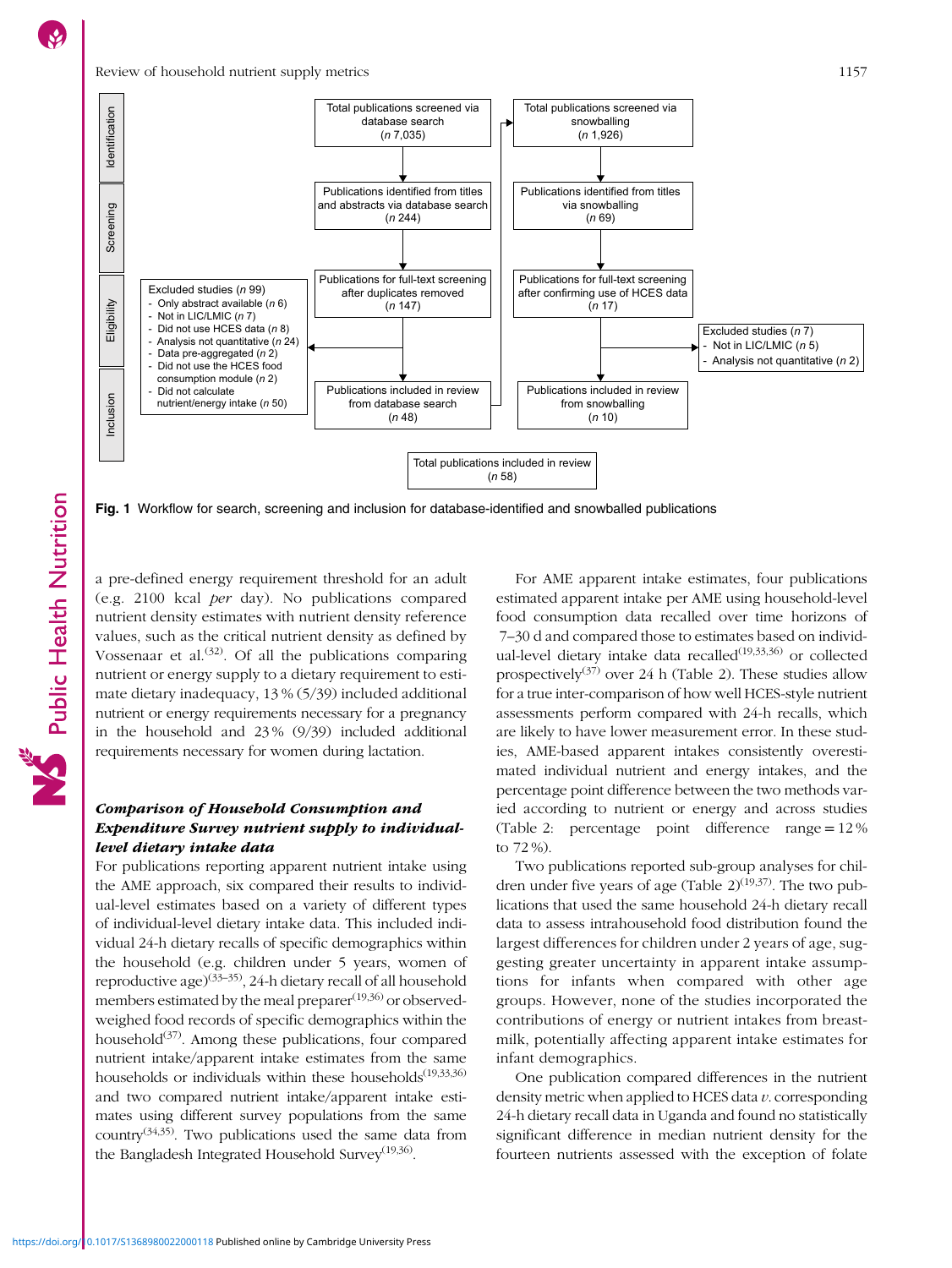| | | |
|---|---|---|
| Identification | Total publications screened via database search (n 7,035) | Total publications screened via snowballing (n 1,926) |
| Screening | Publications identified from titles and abstracts via database search (n 244) | Publications identified from titles via snowballing (n 69) |
| Eligibility | Publications for full-text screening after duplicates removed (n 147) | Publications for full-text screening after confirming use of HCES data (n 17) |
| | Excluded studies (n 99): Only abstract available (n 6); Not in LIC/LMIC (n 7); Did not use HCES data (n 8); Analysis not quantitative (n 24); Data pre-aggregated (n 2); Did not use the HCES food consumption module (n 2); Did not calculate nutrient/energy intake (n 50) | Excluded studies (n 7): Not in LIC/LMIC (n 5); Analysis not quantitative (n 2) |
| Inclusion | Publications included in review from database search (n 48) | Publications included in review from snowballing (n 10) |
| | Total publications included in review (n 58) | |

**Fig. 1** Workflow for search, screening and inclusion for database-identified and snowballed publications

a pre-defined energy requirement threshold for an adult (e.g. 2100 kcal *per* day). No publications compared nutrient density estimates with nutrient density reference values, such as the critical nutrient density as defined by Vossenaar et al.[32]. Of all the publications comparing nutrient or energy supply to a dietary requirement to estimate dietary inadequacy, 13 % (5/39) included additional nutrient or energy requirements necessary for a pregnancy in the household and 23 % (9/39) included additional requirements necessary for women during lactation.

### *Comparison of Household Consumption and Expenditure Survey nutrient supply to individual-level dietary intake data*

For publications reporting apparent nutrient intake using the AME approach, six compared their results to individual-level estimates based on a variety of different types of individual-level dietary intake data. This included individual 24-h dietary recalls of specific demographics within the household (e.g. children under 5 years, women of reproductive age)[33–35], 24-h dietary recall of all household members estimated by the meal preparer[19,36] or observed-weighed food records of specific demographics within the household[37]. Among these publications, four compared nutrient intake/apparent intake estimates from the same households or individuals within these households[19,33,36] and two compared nutrient intake/apparent intake estimates using different survey populations from the same country[34,35]. Two publications used the same data from the Bangladesh Integrated Household Survey[19,36].

For AME apparent intake estimates, four publications estimated apparent intake per AME using household-level food consumption data recalled over time horizons of 7–30 d and compared those to estimates based on individual-level dietary intake data recalled[19,33,36] or collected prospectively[37] over 24 h (Table 2). These studies allow for a true inter-comparison of how well HCES-style nutrient assessments perform compared with 24-h recalls, which are likely to have lower measurement error. In these studies, AME-based apparent intakes consistently overestimated individual nutrient and energy intakes, and the percentage point difference between the two methods varied according to nutrient or energy and across studies (Table 2: percentage point difference range = 12 % to 72 %).

Two publications reported sub-group analyses for children under five years of age (Table 2)[19,37]. The two publications that used the same household 24-h dietary recall data to assess intrahousehold food distribution found the largest differences for children under 2 years of age, suggesting greater uncertainty in apparent intake assumptions for infants when compared with other age groups. However, none of the studies incorporated the contributions of energy or nutrient intakes from breastmilk, potentially affecting apparent intake estimates for infant demographics.

One publication compared differences in the nutrient density metric when applied to HCES data *v.* corresponding 24-h dietary recall data in Uganda and found no statistically significant difference in median nutrient density for the fourteen nutrients assessed with the exception of folate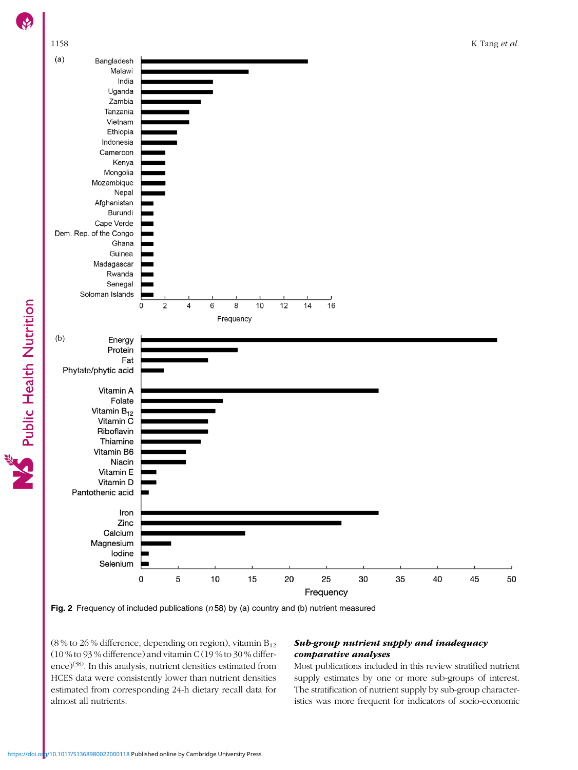Fig. 2 Frequency of included publications (n 58) by (a) country and (b) nutrient measured

(8 % to 26 % difference, depending on region), vitamin $B_{12}$ (10 % to 93 % difference) and vitamin C (19 % to 30 % difference)[38]. In this analysis, nutrient densities estimated from HCES data were consistently lower than nutrient densities estimated from corresponding 24-h dietary recall data for almost all nutrients.

### *Sub-group nutrient supply and inadequacy comparative analyses*

Most publications included in this review stratified nutrient supply estimates by one or more sub-groups of interest. The stratification of nutrient supply by sub-group characteristics was more frequent for indicators of socio-economic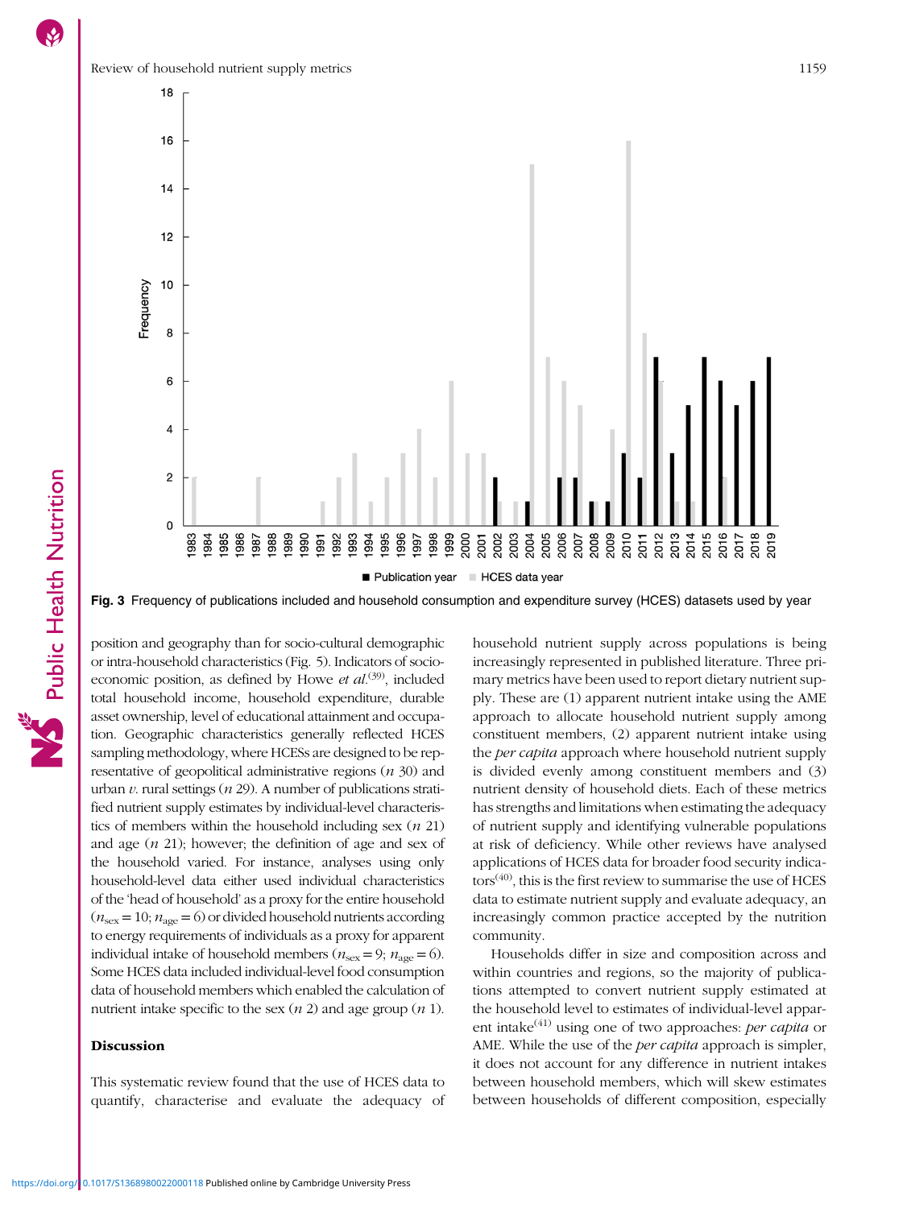Fig. 3 Frequency of publications included and household consumption and expenditure survey (HCES) datasets used by year

position and geography than for socio-cultural demographic or intra-household characteristics (Fig. 5). Indicators of socio-economic position, as defined by Howe *et al.*[39], included total household income, household expenditure, durable asset ownership, level of educational attainment and occupation. Geographic characteristics generally reflected HCES sampling methodology, where HCESs are designed to be representative of geopolitical administrative regions (*n* 30) and urban *v.* rural settings (*n* 29). A number of publications stratified nutrient supply estimates by individual-level characteristics of members within the household including sex (*n* 21) and age (*n* 21); however, the definition of age and sex of the household varied. For instance, analyses using only household-level data either used individual characteristics of the 'head of household' as a proxy for the entire household ($n_{sex} = 10$; $n_{age} = 6$) or divided household nutrients according to energy requirements of individuals as a proxy for apparent individual intake of household members ($n_{sex} = 9$; $n_{age} = 6$). Some HCES data included individual-level food consumption data of household members which enabled the calculation of nutrient intake specific to the sex (*n* 2) and age group (*n* 1).

## Discussion

This systematic review found that the use of HCES data to quantify, characterise and evaluate the adequacy of household nutrient supply across populations is being increasingly represented in published literature. Three primary metrics have been used to report dietary nutrient supply. These are (1) apparent nutrient intake using the AME approach to allocate household nutrient supply among constituent members, (2) apparent nutrient intake using the *per capita* approach where household nutrient supply is divided evenly among constituent members and (3) nutrient density of household diets. Each of these metrics has strengths and limitations when estimating the adequacy of nutrient supply and identifying vulnerable populations at risk of deficiency. While other reviews have analysed applications of HCES data for broader food security indicators[40], this is the first review to summarise the use of HCES data to estimate nutrient supply and evaluate adequacy, an increasingly common practice accepted by the nutrition community.

Households differ in size and composition across and within countries and regions, so the majority of publications attempted to convert nutrient supply estimated at the household level to estimates of individual-level apparent intake[41] using one of two approaches: *per capita* or AME. While the use of the *per capita* approach is simpler, it does not account for any difference in nutrient intakes between household members, which will skew estimates between households of different composition, especially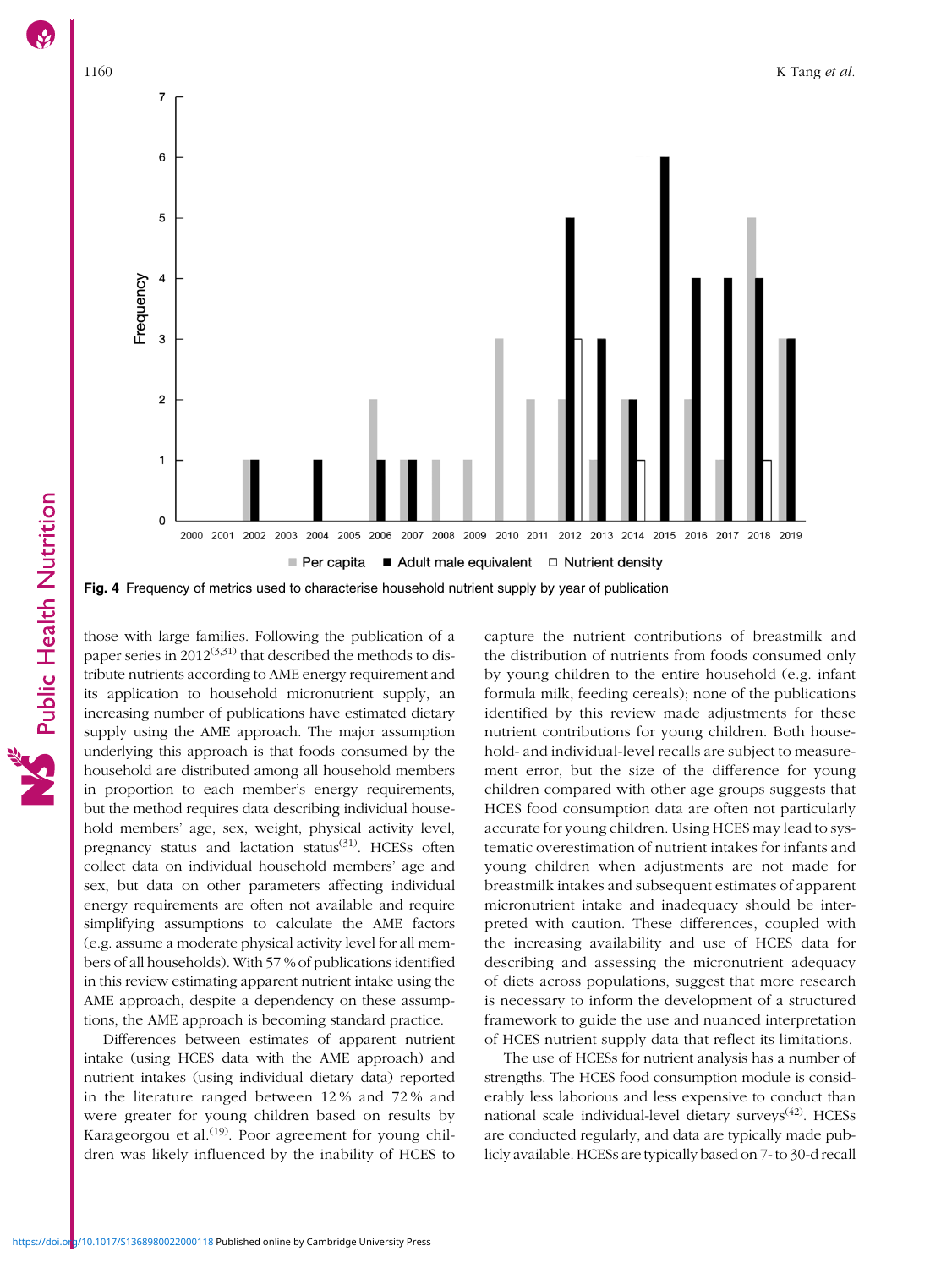Fig. 4 Frequency of metrics used to characterise household nutrient supply by year of publication

those with large families. Following the publication of a paper series in 2012[3,31] that described the methods to distribute nutrients according to AME energy requirement and its application to household micronutrient supply, an increasing number of publications have estimated dietary supply using the AME approach. The major assumption underlying this approach is that foods consumed by the household are distributed among all household members in proportion to each member's energy requirements, but the method requires data describing individual household members' age, sex, weight, physical activity level, pregnancy status and lactation status[31]. HCESs often collect data on individual household members' age and sex, but data on other parameters affecting individual energy requirements are often not available and require simplifying assumptions to calculate the AME factors (e.g. assume a moderate physical activity level for all members of all households). With 57 % of publications identified in this review estimating apparent nutrient intake using the AME approach, despite a dependency on these assumptions, the AME approach is becoming standard practice.

Differences between estimates of apparent nutrient intake (using HCES data with the AME approach) and nutrient intakes (using individual dietary data) reported in the literature ranged between 12 % and 72 % and were greater for young children based on results by Karageorgou et al.[19]. Poor agreement for young children was likely influenced by the inability of HCES to capture the nutrient contributions of breastmilk and the distribution of nutrients from foods consumed only by young children to the entire household (e.g. infant formula milk, feeding cereals); none of the publications identified by this review made adjustments for these nutrient contributions for young children. Both household- and individual-level recalls are subject to measurement error, but the size of the difference for young children compared with other age groups suggests that HCES food consumption data are often not particularly accurate for young children. Using HCES may lead to systematic overestimation of nutrient intakes for infants and young children when adjustments are not made for breastmilk intakes and subsequent estimates of apparent micronutrient intake and inadequacy should be interpreted with caution. These differences, coupled with the increasing availability and use of HCES data for describing and assessing the micronutrient adequacy of diets across populations, suggest that more research is necessary to inform the development of a structured framework to guide the use and nuanced interpretation of HCES nutrient supply data that reflect its limitations.

The use of HCESs for nutrient analysis has a number of strengths. The HCES food consumption module is considerably less laborious and less expensive to conduct than national scale individual-level dietary surveys[42]. HCESs are conducted regularly, and data are typically made publicly available. HCESs are typically based on 7- to 30-d recall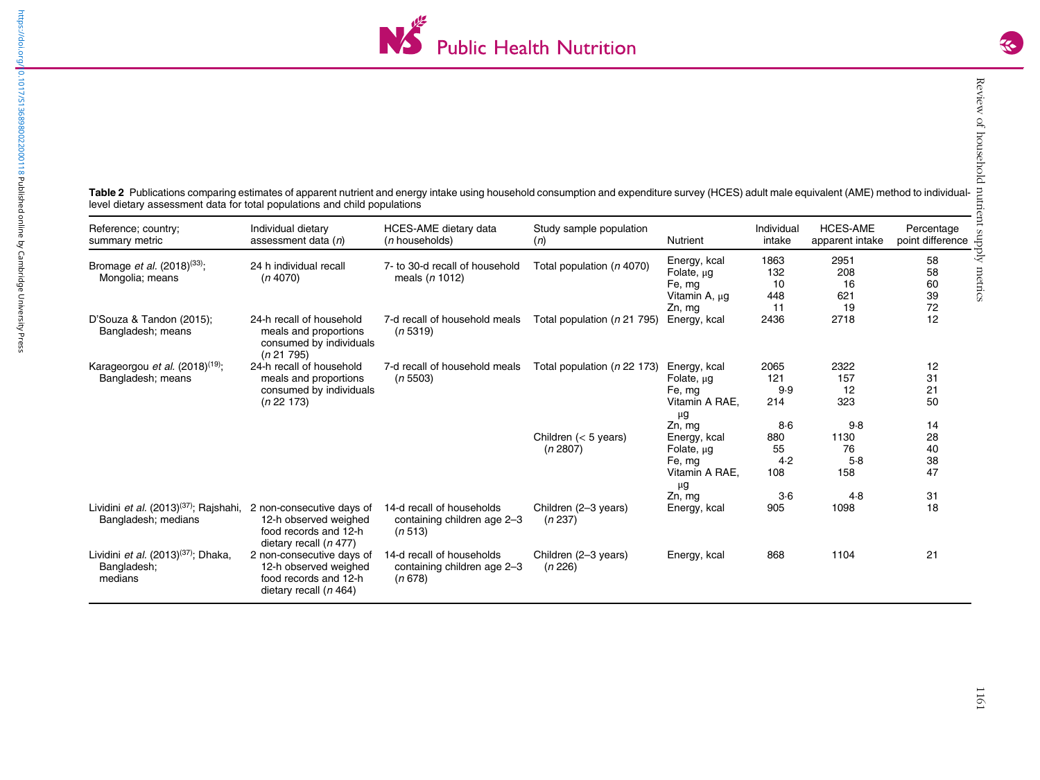**Table 2** Publications comparing estimates of apparent nutrient and energy intake using household consumption and expenditure survey (HCES) adult male equivalent (AME) method to individual-level dietary assessment data for total populations and child populations

| Reference; country; summary metric | Individual dietary assessment data (*n*) | HCES-AME dietary data (*n* households) | Study sample population (*n*) | Nutrient | Individual intake | HCES-AME apparent intake | Percentage point difference |
|---|---|---|---|---|---|---|---|
| Bromage *et al.* (2018)[33]; Mongolia; means | 24 h individual recall (*n* 4070) | 7- to 30-d recall of household meals (*n* 1012) | Total population (*n* 4070) | Energy, kcal | 1863 | 2951 | 58 |
| | | | | Folate, µg | 132 | 208 | 58 |
| | | | | Fe, mg | 10 | 16 | 60 |
| | | | | Vitamin A, µg | 448 | 621 | 39 |
| | | | | Zn, mg | 11 | 19 | 72 |
| D'Souza & Tandon (2015); Bangladesh; means | 24-h recall of household meals and proportions consumed by individuals (*n* 21 795) | 7-d recall of household meals (*n* 5319) | Total population (*n* 21 795) | Energy, kcal | 2436 | 2718 | 12 |
| Karageorgou *et al.* (2018)[19]; Bangladesh; means | 24-h recall of household meals and proportions consumed by individuals (*n* 22 173) | 7-d recall of household meals (*n* 5503) | Total population (*n* 22 173) | Energy, kcal | 2065 | 2322 | 12 |
| | | | | Folate, µg | 121 | 157 | 31 |
| | | | | Fe, mg | 9·9 | 12 | 21 |
| | | | | Vitamin A RAE, µg | 214 | 323 | 50 |
| | | | | Zn, mg | 8·6 | 9·8 | 14 |
| | | | Children (< 5 years) (*n* 2807) | Energy, kcal | 880 | 1130 | 28 |
| | | | | Folate, µg | 55 | 76 | 40 |
| | | | | Fe, mg | 4·2 | 5·8 | 38 |
| | | | | Vitamin A RAE, µg | 108 | 158 | 47 |
| | | | | Zn, mg | 3·6 | 4·8 | 31 |
| Lividini *et al.* (2013)[37]; Rajshahi, Bangladesh; medians | 2 non-consecutive days of 12-h observed weighed food records and 12-h dietary recall (*n* 477) | 14-d recall of households containing children age 2–3 (*n* 513) | Children (2–3 years) (*n* 237) | Energy, kcal | 905 | 1098 | 18 |
| Lividini *et al.* (2013)[37]; Dhaka, Bangladesh; medians | 2 non-consecutive days of 12-h observed weighed food records and 12-h dietary recall (*n* 464) | 14-d recall of households containing children age 2–3 (*n* 678) | Children (2–3 years) (*n* 226) | Energy, kcal | 868 | 1104 | 21 |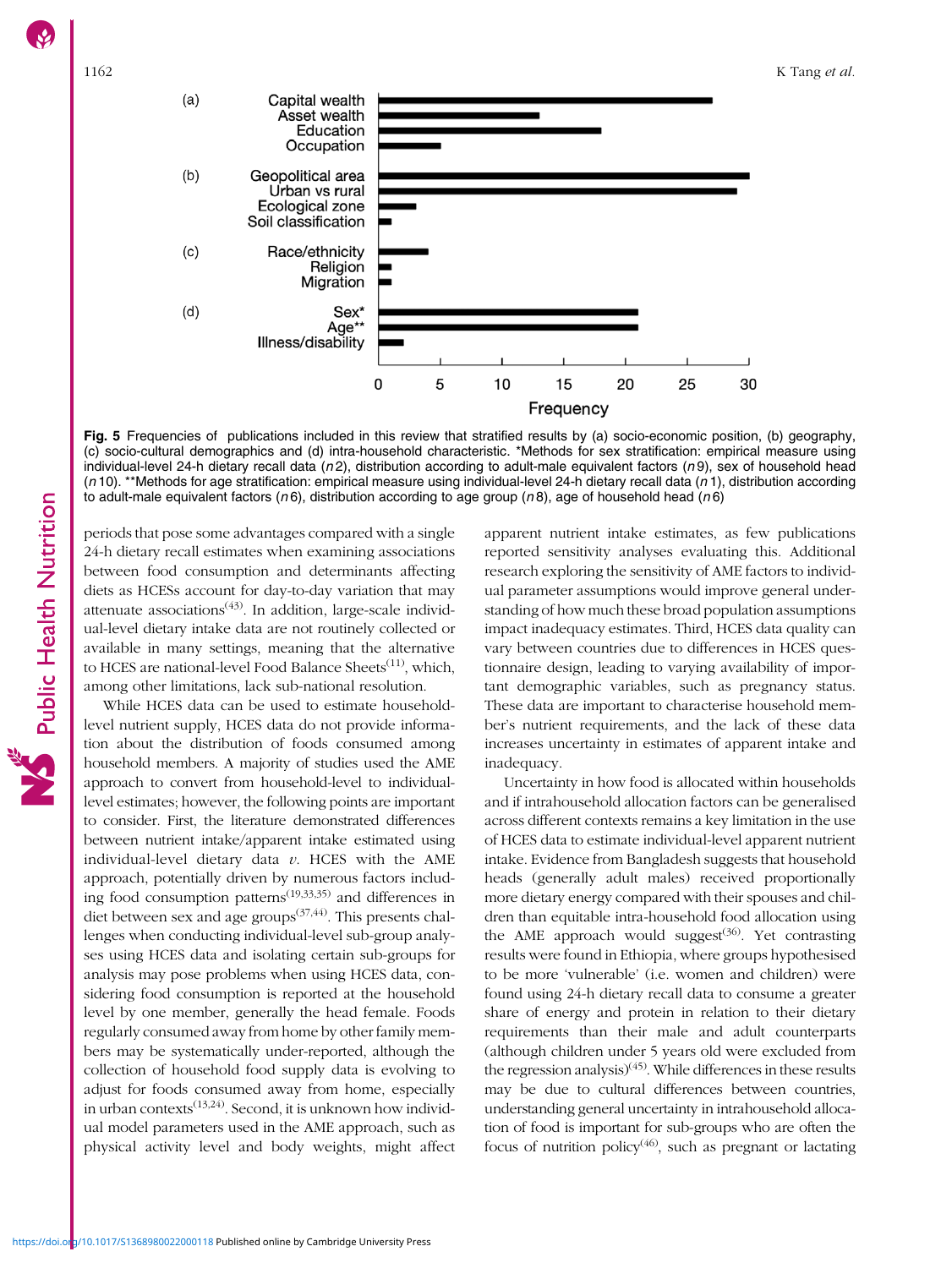**Fig. 5** Frequencies of publications included in this review that stratified results by (a) socio-economic position, (b) geography, (c) socio-cultural demographics and (d) intra-household characteristic. *Methods for sex stratification: empirical measure using individual-level 24-h dietary recall data (*n* 2), distribution according to adult-male equivalent factors (*n* 9), sex of household head (*n* 10). **Methods for age stratification: empirical measure using individual-level 24-h dietary recall data (*n* 1), distribution according to adult-male equivalent factors (*n* 6), distribution according to age group (*n* 8), age of household head (*n* 6)

periods that pose some advantages compared with a single 24-h dietary recall estimates when examining associations between food consumption and determinants affecting diets as HCESs account for day-to-day variation that may attenuate associations[43]. In addition, large-scale individual-level dietary intake data are not routinely collected or available in many settings, meaning that the alternative to HCES are national-level Food Balance Sheets[11], which, among other limitations, lack sub-national resolution.

While HCES data can be used to estimate household-level nutrient supply, HCES data do not provide information about the distribution of foods consumed among household members. A majority of studies used the AME approach to convert from household-level to individual-level estimates; however, the following points are important to consider. First, the literature demonstrated differences between nutrient intake/apparent intake estimated using individual-level dietary data *v.* HCES with the AME approach, potentially driven by numerous factors including food consumption patterns[19,33,35] and differences in diet between sex and age groups[37,44]. This presents challenges when conducting individual-level sub-group analyses using HCES data and isolating certain sub-groups for analysis may pose problems when using HCES data, considering food consumption is reported at the household level by one member, generally the head female. Foods regularly consumed away from home by other family members may be systematically under-reported, although the collection of household food supply data is evolving to adjust for foods consumed away from home, especially in urban contexts[13,24]. Second, it is unknown how individual model parameters used in the AME approach, such as physical activity level and body weights, might affect apparent nutrient intake estimates, as few publications reported sensitivity analyses evaluating this. Additional research exploring the sensitivity of AME factors to individual parameter assumptions would improve general understanding of how much these broad population assumptions impact inadequacy estimates. Third, HCES data quality can vary between countries due to differences in HCES questionnaire design, leading to varying availability of important demographic variables, such as pregnancy status. These data are important to characterise household member's nutrient requirements, and the lack of these data increases uncertainty in estimates of apparent intake and inadequacy.

Uncertainty in how food is allocated within households and if intrahousehold allocation factors can be generalised across different contexts remains a key limitation in the use of HCES data to estimate individual-level apparent nutrient intake. Evidence from Bangladesh suggests that household heads (generally adult males) received proportionally more dietary energy compared with their spouses and children than equitable intra-household food allocation using the AME approach would suggest[36]. Yet contrasting results were found in Ethiopia, where groups hypothesised to be more 'vulnerable' (i.e. women and children) were found using 24-h dietary recall data to consume a greater share of energy and protein in relation to their dietary requirements than their male and adult counterparts (although children under 5 years old were excluded from the regression analysis)[45]. While differences in these results may be due to cultural differences between countries, understanding general uncertainty in intrahousehold allocation of food is important for sub-groups who are often the focus of nutrition policy[46], such as pregnant or lactating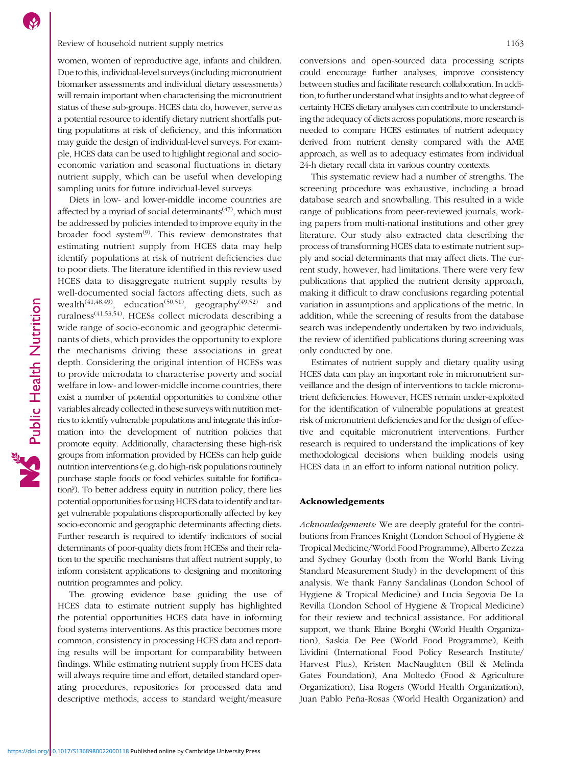women, women of reproductive age, infants and children. Due to this, individual-level surveys (including micronutrient biomarker assessments and individual dietary assessments) will remain important when characterising the micronutrient status of these sub-groups. HCES data do, however, serve as a potential resource to identify dietary nutrient shortfalls putting populations at risk of deficiency, and this information may guide the design of individual-level surveys. For example, HCES data can be used to highlight regional and socio-economic variation and seasonal fluctuations in dietary nutrient supply, which can be useful when developing sampling units for future individual-level surveys.

Diets in low- and lower-middle income countries are affected by a myriad of social determinants[47], which must be addressed by policies intended to improve equity in the broader food system[9]. This review demonstrates that estimating nutrient supply from HCES data may help identify populations at risk of nutrient deficiencies due to poor diets. The literature identified in this review used HCES data to disaggregate nutrient supply results by well-documented social factors affecting diets, such as wealth[41,48,49], education[50,51], geography[49,52] and ruralness[41,53,54]. HCESs collect microdata describing a wide range of socio-economic and geographic determinants of diets, which provides the opportunity to explore the mechanisms driving these associations in great depth. Considering the original intention of HCESs was to provide microdata to characterise poverty and social welfare in low- and lower-middle income countries, there exist a number of potential opportunities to combine other variables already collected in these surveys with nutrition metrics to identify vulnerable populations and integrate this information into the development of nutrition policies that promote equity. Additionally, characterising these high-risk groups from information provided by HCESs can help guide nutrition interventions (e.g. do high-risk populations routinely purchase staple foods or food vehicles suitable for fortification?). To better address equity in nutrition policy, there lies potential opportunities for using HCES data to identify and target vulnerable populations disproportionally affected by key socio-economic and geographic determinants affecting diets. Further research is required to identify indicators of social determinants of poor-quality diets from HCESs and their relation to the specific mechanisms that affect nutrient supply, to inform consistent applications to designing and monitoring nutrition programmes and policy.

The growing evidence base guiding the use of HCES data to estimate nutrient supply has highlighted the potential opportunities HCES data have in informing food systems interventions. As this practice becomes more common, consistency in processing HCES data and reporting results will be important for comparability between findings. While estimating nutrient supply from HCES data will always require time and effort, detailed standard operating procedures, repositories for processed data and descriptive methods, access to standard weight/measure conversions and open-sourced data processing scripts could encourage further analyses, improve consistency between studies and facilitate research collaboration. In addition, to further understand what insights and to what degree of certainty HCES dietary analyses can contribute to understanding the adequacy of diets across populations, more research is needed to compare HCES estimates of nutrient adequacy derived from nutrient density compared with the AME approach, as well as to adequacy estimates from individual 24-h dietary recall data in various country contexts.

This systematic review had a number of strengths. The screening procedure was exhaustive, including a broad database search and snowballing. This resulted in a wide range of publications from peer-reviewed journals, working papers from multi-national institutions and other grey literature. Our study also extracted data describing the process of transforming HCES data to estimate nutrient supply and social determinants that may affect diets. The current study, however, had limitations. There were very few publications that applied the nutrient density approach, making it difficult to draw conclusions regarding potential variation in assumptions and applications of the metric. In addition, while the screening of results from the database search was independently undertaken by two individuals, the review of identified publications during screening was only conducted by one.

Estimates of nutrient supply and dietary quality using HCES data can play an important role in micronutrient surveillance and the design of interventions to tackle micronutrient deficiencies. However, HCES remain under-exploited for the identification of vulnerable populations at greatest risk of micronutrient deficiencies and for the design of effective and equitable micronutrient interventions. Further research is required to understand the implications of key methodological decisions when building models using HCES data in an effort to inform national nutrition policy.

## Acknowledgements

*Acknowledgements:* We are deeply grateful for the contributions from Frances Knight (London School of Hygiene & Tropical Medicine/World Food Programme), Alberto Zezza and Sydney Gourlay (both from the World Bank Living Standard Measurement Study) in the development of this analysis. We thank Fanny Sandalinas (London School of Hygiene & Tropical Medicine) and Lucia Segovia De La Revilla (London School of Hygiene & Tropical Medicine) for their review and technical assistance. For additional support, we thank Elaine Borghi (World Health Organization), Saskia De Pee (World Food Programme), Keith Lividini (International Food Policy Research Institute/Harvest Plus), Kristen MacNaughten (Bill & Melinda Gates Foundation), Ana Moltedo (Food & Agriculture Organization), Lisa Rogers (World Health Organization), Juan Pablo Peña-Rosas (World Health Organization) and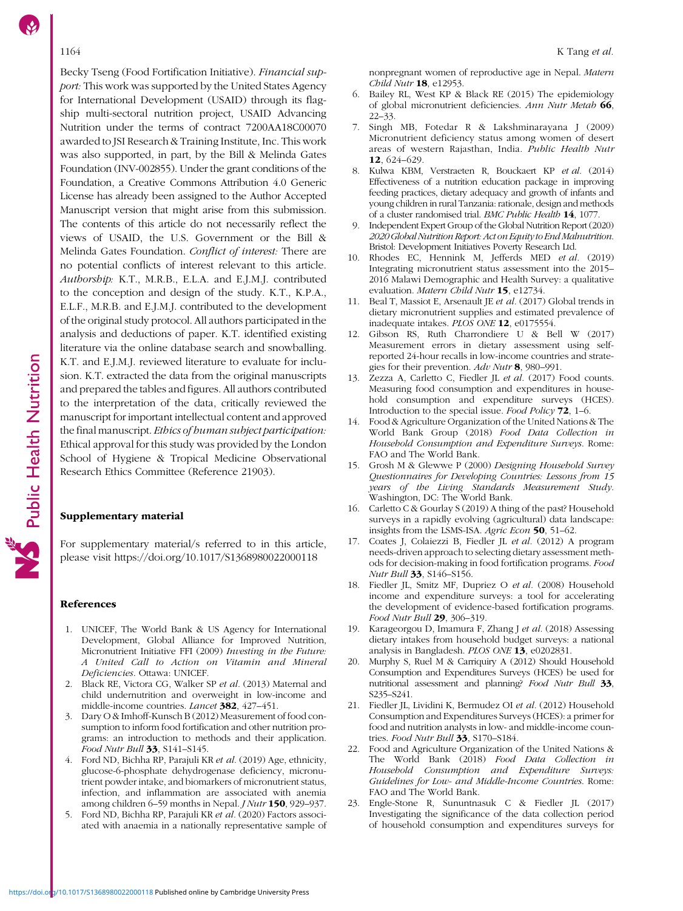Becky Tseng (Food Fortification Initiative). *Financial support:* This work was supported by the United States Agency for International Development (USAID) through its flagship multi-sectoral nutrition project, USAID Advancing Nutrition under the terms of contract 7200AA18C00070 awarded to JSI Research & Training Institute, Inc. This work was also supported, in part, by the Bill & Melinda Gates Foundation (INV-002855). Under the grant conditions of the Foundation, a Creative Commons Attribution 4.0 Generic License has already been assigned to the Author Accepted Manuscript version that might arise from this submission. The contents of this article do not necessarily reflect the views of USAID, the U.S. Government or the Bill & Melinda Gates Foundation. *Conflict of interest:* There are no potential conflicts of interest relevant to this article. *Authorship:* K.T., M.R.B., E.L.A. and E.J.M.J. contributed to the conception and design of the study. K.T., K.P.A., E.L.F., M.R.B. and E.J.M.J. contributed to the development of the original study protocol. All authors participated in the analysis and deductions of paper. K.T. identified existing literature via the online database search and snowballing. K.T. and E.J.M.J. reviewed literature to evaluate for inclusion. K.T. extracted the data from the original manuscripts and prepared the tables and figures. All authors contributed to the interpretation of the data, critically reviewed the manuscript for important intellectual content and approved the final manuscript. *Ethics of human subject participation:* Ethical approval for this study was provided by the London School of Hygiene & Tropical Medicine Observational Research Ethics Committee (Reference 21903).

## Supplementary material

For supplementary material/s referred to in this article, please visit https://doi.org/10.1017/S1368980022000118

## References

1. UNICEF, The World Bank & US Agency for International Development, Global Alliance for Improved Nutrition, Micronutrient Initiative FFI (2009) *Investing in the Future: A United Call to Action on Vitamin and Mineral Deficiencies*. Ottawa: UNICEF.
2. Black RE, Victora CG, Walker SP *et al.* (2013) Maternal and child undernutrition and overweight in low-income and middle-income countries. *Lancet* **382**, 427–451.
3. Dary O & Imhoff-Kunsch B (2012) Measurement of food consumption to inform food fortification and other nutrition programs: an introduction to methods and their application. *Food Nutr Bull* **33**, S141–S145.
4. Ford ND, Bichha RP, Parajuli KR *et al.* (2019) Age, ethnicity, glucose-6-phosphate dehydrogenase deficiency, micronutrient powder intake, and biomarkers of micronutrient status, infection, and inflammation are associated with anemia among children 6–59 months in Nepal. *J Nutr* **150**, 929–937.
5. Ford ND, Bichha RP, Parajuli KR *et al.* (2020) Factors associated with anaemia in a nationally representative sample of nonpregnant women of reproductive age in Nepal. *Matern Child Nutr* **18**, e12953.
6. Bailey RL, West KP & Black RE (2015) The epidemiology of global micronutrient deficiencies. *Ann Nutr Metab* **66**, 22–33.
7. Singh MB, Fotedar R & Lakshminarayana J (2009) Micronutrient deficiency status among women of desert areas of western Rajasthan, India. *Public Health Nutr* **12**, 624–629.
8. Kulwa KBM, Verstraeten R, Bouckaert KP *et al.* (2014) Effectiveness of a nutrition education package in improving feeding practices, dietary adequacy and growth of infants and young children in rural Tanzania: rationale, design and methods of a cluster randomised trial. *BMC Public Health* **14**, 1077.
9. Independent Expert Group of the Global Nutrition Report (2020) *2020 Global Nutrition Report: Act on Equity to End Malnutrition*. Bristol: Development Initiatives Poverty Research Ltd.
10. Rhodes EC, Hennink M, Jefferds MED *et al.* (2019) Integrating micronutrient status assessment into the 2015–2016 Malawi Demographic and Health Survey: a qualitative evaluation. *Matern Child Nutr* **15**, e12734.
11. Beal T, Massiot E, Arsenault JE *et al.* (2017) Global trends in dietary micronutrient supplies and estimated prevalence of inadequate intakes. *PLOS ONE* **12**, e0175554.
12. Gibson RS, Ruth Charrondiere U & Bell W (2017) Measurement errors in dietary assessment using self-reported 24-hour recalls in low-income countries and strategies for their prevention. *Adv Nutr* **8**, 980–991.
13. Zezza A, Carletto C, Fiedler JL *et al.* (2017) Food counts. Measuring food consumption and expenditures in household consumption and expenditure surveys (HCES). Introduction to the special issue. *Food Policy* **72**, 1–6.
14. Food & Agriculture Organization of the United Nations & The World Bank Group (2018) *Food Data Collection in Household Consumption and Expenditure Surveys*. Rome: FAO and The World Bank.
15. Grosh M & Glewwe P (2000) *Designing Household Survey Questionnaires for Developing Countries: Lessons from 15 years of the Living Standards Measurement Study*. Washington, DC: The World Bank.
16. Carletto C & Gourlay S (2019) A thing of the past? Household surveys in a rapidly evolving (agricultural) data landscape: insights from the LSMS-ISA. *Agric Econ* **50**, 51–62.
17. Coates J, Colaiezzi B, Fiedler JL *et al.* (2012) A program needs-driven approach to selecting dietary assessment methods for decision-making in food fortification programs. *Food Nutr Bull* **33**, S146–S156.
18. Fiedler JL, Smitz MF, Dupriez O *et al.* (2008) Household income and expenditure surveys: a tool for accelerating the development of evidence-based fortification programs. *Food Nutr Bull* **29**, 306–319.
19. Karageorgou D, Imamura F, Zhang J *et al.* (2018) Assessing dietary intakes from household budget surveys: a national analysis in Bangladesh. *PLOS ONE* **13**, e0202831.
20. Murphy S, Ruel M & Carriquiry A (2012) Should Household Consumption and Expenditures Surveys (HCES) be used for nutritional assessment and planning? *Food Nutr Bull* **33**, S235–S241.
21. Fiedler JL, Lividini K, Bermudez OI *et al.* (2012) Household Consumption and Expenditures Surveys (HCES): a primer for food and nutrition analysts in low- and middle-income countries. *Food Nutr Bull* **33**, S170–S184.
22. Food and Agriculture Organization of the United Nations & The World Bank (2018) *Food Data Collection in Household Consumption and Expenditure Surveys: Guidelines for Low- and Middle-Income Countries*. Rome: FAO and The World Bank.
23. Engle-Stone R, Sununtnasuk C & Fiedler JL (2017) Investigating the significance of the data collection period of household consumption and expenditures surveys for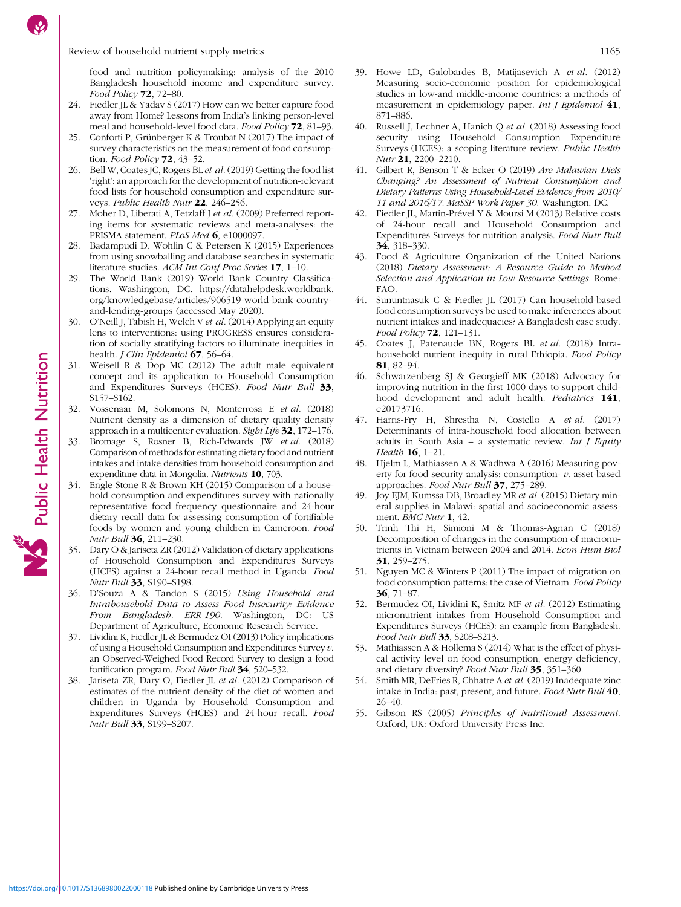food and nutrition policymaking: analysis of the 2010 Bangladesh household income and expenditure survey. *Food Policy* **72**, 72–80.

24. Fiedler JL & Yadav S (2017) How can we better capture food away from Home? Lessons from India's linking person-level meal and household-level food data. *Food Policy* **72**, 81–93.
25. Conforti P, Grünberger K & Troubat N (2017) The impact of survey characteristics on the measurement of food consumption. *Food Policy* **72**, 43–52.
26. Bell W, Coates JC, Rogers BL *et al.* (2019) Getting the food list 'right': an approach for the development of nutrition-relevant food lists for household consumption and expenditure surveys. *Public Health Nutr* **22**, 246–256.
27. Moher D, Liberati A, Tetzlaff J *et al.* (2009) Preferred reporting items for systematic reviews and meta-analyses: the PRISMA statement. *PLoS Med* **6**, e1000097.
28. Badampudi D, Wohlin C & Petersen K (2015) Experiences from using snowballing and database searches in systematic literature studies. *ACM Int Conf Proc Series* **17**, 1–10.
29. The World Bank (2019) World Bank Country Classifications. Washington, DC. https://datahelpdesk.worldbank.org/knowledgebase/articles/906519-world-bank-country-and-lending-groups (accessed May 2020).
30. O'Neill J, Tabish H, Welch V *et al.* (2014) Applying an equity lens to interventions: using PROGRESS ensures consideration of socially stratifying factors to illuminate inequities in health. *J Clin Epidemiol* **67**, 56–64.
31. Weisell R & Dop MC (2012) The adult male equivalent concept and its application to Household Consumption and Expenditures Surveys (HCES). *Food Nutr Bull* **33**, S157–S162.
32. Vossenaar M, Solomons N, Monterrosa E *et al.* (2018) Nutrient density as a dimension of dietary quality density approach in a multicenter evaluation. *Sight Life* **32**, 172–176.
33. Bromage S, Rosner B, Rich-Edwards JW *et al.* (2018) Comparison of methods for estimating dietary food and nutrient intakes and intake densities from household consumption and expenditure data in Mongolia. *Nutrients* **10**, 703.
34. Engle-Stone R & Brown KH (2015) Comparison of a household consumption and expenditures survey with nationally representative food frequency questionnaire and 24-hour dietary recall data for assessing consumption of fortifiable foods by women and young children in Cameroon. *Food Nutr Bull* **36**, 211–230.
35. Dary O & Jariseta ZR (2012) Validation of dietary applications of Household Consumption and Expenditures Surveys (HCES) against a 24-hour recall method in Uganda. *Food Nutr Bull* **33**, S190–S198.
36. D'Souza A & Tandon S (2015) *Using Household and Intrahousehold Data to Assess Food Insecurity: Evidence From Bangladesh. ERR-190.* Washington, DC: US Department of Agriculture, Economic Research Service.
37. Lividini K, Fiedler JL & Bermudez OI (2013) Policy implications of using a Household Consumption and Expenditures Survey *v.* an Observed-Weighed Food Record Survey to design a food fortification program. *Food Nutr Bull* **34**, 520–532.
38. Jariseta ZR, Dary O, Fiedler JL *et al.* (2012) Comparison of estimates of the nutrient density of the diet of women and children in Uganda by Household Consumption and Expenditures Surveys (HCES) and 24-hour recall. *Food Nutr Bull* **33**, S199–S207.
39. Howe LD, Galobardes B, Matijasevich A *et al.* (2012) Measuring socio-economic position for epidemiological studies in low-and middle-income countries: a methods of measurement in epidemiology paper. *Int J Epidemiol* **41**, 871–886.
40. Russell J, Lechner A, Hanich Q *et al.* (2018) Assessing food security using Household Consumption Expenditure Surveys (HCES): a scoping literature review. *Public Health Nutr* **21**, 2200–2210.
41. Gilbert R, Benson T & Ecker O (2019) *Are Malawian Diets Changing? An Assessment of Nutrient Consumption and Dietary Patterns Using Household-Level Evidence from 2010/11 and 2016/17. MaSSP Work Paper 30.* Washington, DC.
42. Fiedler JL, Martin-Prével Y & Moursi M (2013) Relative costs of 24-hour recall and Household Consumption and Expenditures Surveys for nutrition analysis. *Food Nutr Bull* **34**, 318–330.
43. Food & Agriculture Organization of the United Nations (2018) *Dietary Assessment: A Resource Guide to Method Selection and Application in Low Resource Settings.* Rome: FAO.
44. Sununtnasuk C & Fiedler JL (2017) Can household-based food consumption surveys be used to make inferences about nutrient intakes and inadequacies? A Bangladesh case study. *Food Policy* **72**, 121–131.
45. Coates J, Patenaude BN, Rogers BL *et al.* (2018) Intra-household nutrient inequity in rural Ethiopia. *Food Policy* **81**, 82–94.
46. Schwarzenberg SJ & Georgieff MK (2018) Advocacy for improving nutrition in the first 1000 days to support childhood development and adult health. *Pediatrics* **141**, e20173716.
47. Harris-Fry H, Shrestha N, Costello A *et al.* (2017) Determinants of intra-household food allocation between adults in South Asia – a systematic review. *Int J Equity Health* **16**, 1–21.
48. Hjelm L, Mathiassen A & Wadhwa A (2016) Measuring poverty for food security analysis: consumption- *v.* asset-based approaches. *Food Nutr Bull* **37**, 275–289.
49. Joy EJM, Kumssa DB, Broadley MR *et al.* (2015) Dietary mineral supplies in Malawi: spatial and socioeconomic assessment. *BMC Nutr* **1**, 42.
50. Trinh Thi H, Simioni M & Thomas-Agnan C (2018) Decomposition of changes in the consumption of macronutrients in Vietnam between 2004 and 2014. *Econ Hum Biol* **31**, 259–275.
51. Nguyen MC & Winters P (2011) The impact of migration on food consumption patterns: the case of Vietnam. *Food Policy* **36**, 71–87.
52. Bermudez OI, Lividini K, Smitz MF *et al.* (2012) Estimating micronutrient intakes from Household Consumption and Expenditures Surveys (HCES): an example from Bangladesh. *Food Nutr Bull* **33**, S208–S213.
53. Mathiassen A & Hollema S (2014) What is the effect of physical activity level on food consumption, energy deficiency, and dietary diversity? *Food Nutr Bull* **35**, 351–360.
54. Smith MR, DeFries R, Chhatre A *et al.* (2019) Inadequate zinc intake in India: past, present, and future. *Food Nutr Bull* **40**, 26–40.
55. Gibson RS (2005) *Principles of Nutritional Assessment.* Oxford, UK: Oxford University Press Inc.